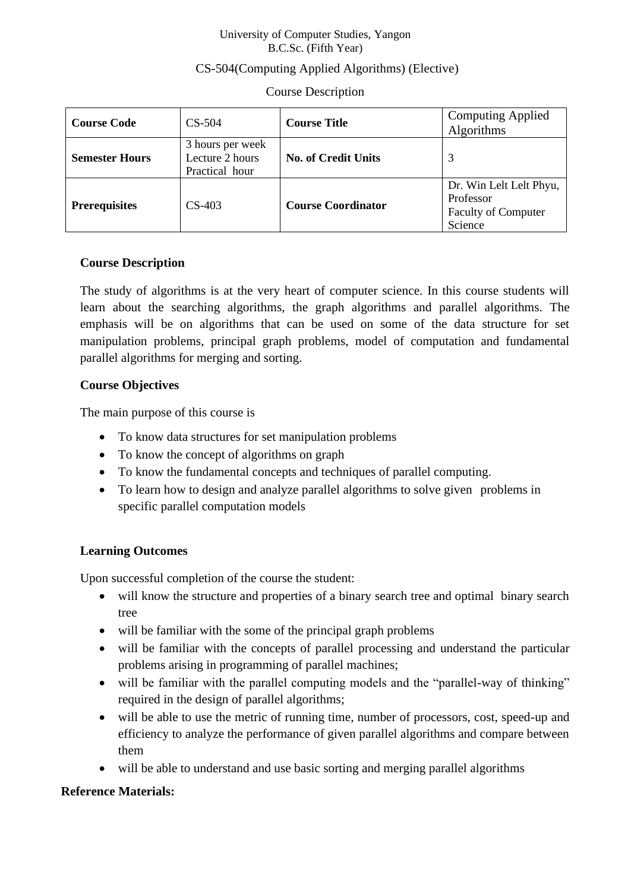University of Computer Studies, Yangon
B.C.Sc. (Fifth Year)

CS-504(Computing Applied Algorithms) (Elective)

Course Description

| **Course Code** | CS-504 | **Course Title** | Computing Applied Algorithms |
|---|---|---|---|
| **Semester Hours** | 3 hours per week<br>Lecture 2 hours<br>Practical hour | **No. of Credit Units** | 3 |
| **Prerequisites** | CS-403 | **Course Coordinator** | Dr. Win Lelt Lelt Phyu, Professor<br>Faculty of Computer Science |

**Course Description**

The study of algorithms is at the very heart of computer science. In this course students will learn about the searching algorithms, the graph algorithms and parallel algorithms. The emphasis will be on algorithms that can be used on some of the data structure for set manipulation problems, principal graph problems, model of computation and fundamental parallel algorithms for merging and sorting.

**Course Objectives**

The main purpose of this course is

- To know data structures for set manipulation problems
- To know the concept of algorithms on graph
- To know the fundamental concepts and techniques of parallel computing.
- To learn how to design and analyze parallel algorithms to solve given problems in specific parallel computation models

**Learning Outcomes**

Upon successful completion of the course the student:

- will know the structure and properties of a binary search tree and optimal binary search tree
- will be familiar with the some of the principal graph problems
- will be familiar with the concepts of parallel processing and understand the particular problems arising in programming of parallel machines;
- will be familiar with the parallel computing models and the "parallel-way of thinking" required in the design of parallel algorithms;
- will be able to use the metric of running time, number of processors, cost, speed-up and efficiency to analyze the performance of given parallel algorithms and compare between them
- will be able to understand and use basic sorting and merging parallel algorithms

**Reference Materials:**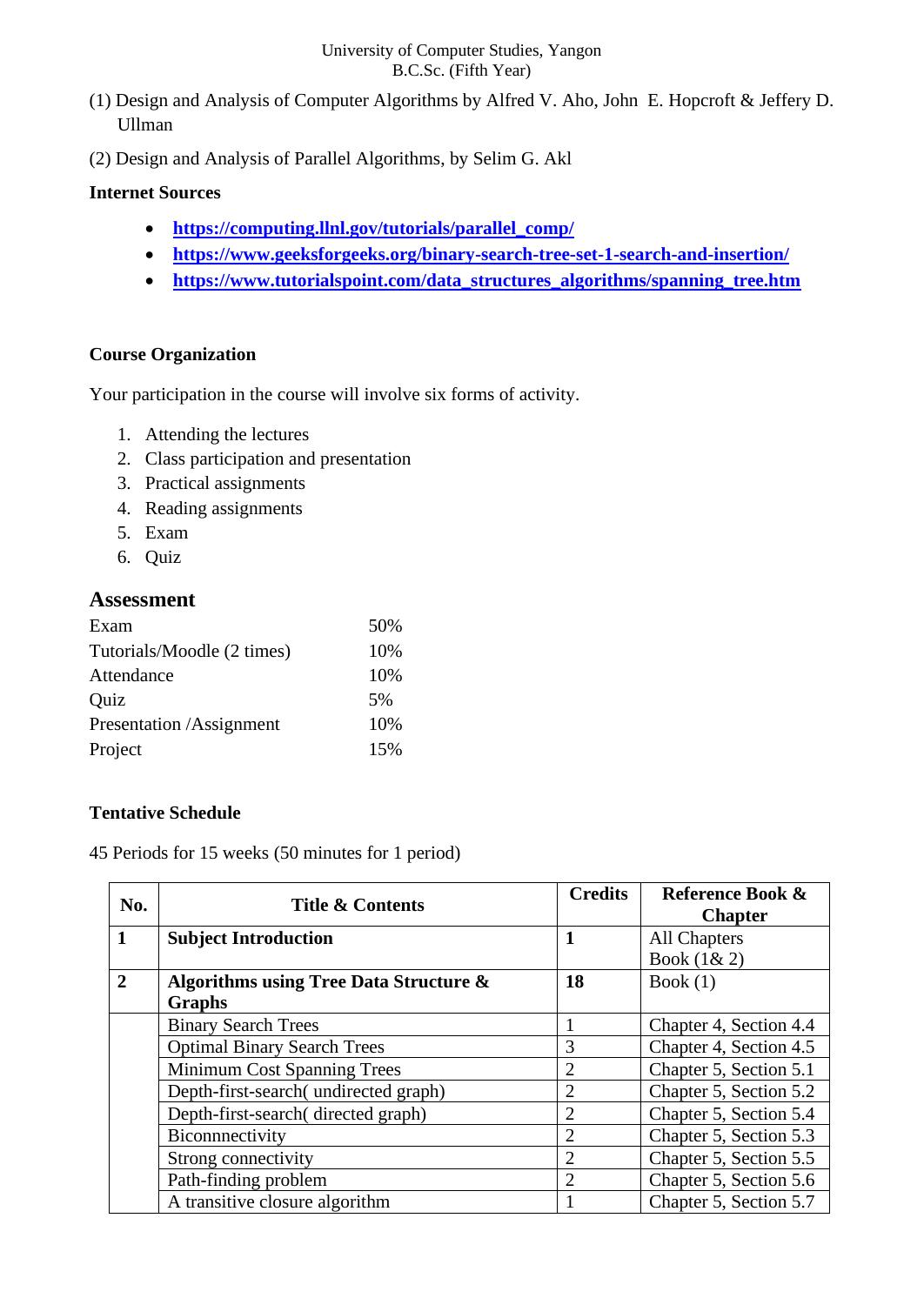(1) Design and Analysis of Computer Algorithms by Alfred V. Aho, John E. Hopcroft & Jeffery D. Ullman

(2) Design and Analysis of Parallel Algorithms, by Selim G. Akl

**Internet Sources**

- **https://computing.llnl.gov/tutorials/parallel_comp/**
- **https://www.geeksforgeeks.org/binary-search-tree-set-1-search-and-insertion/**
- **https://www.tutorialspoint.com/data_structures_algorithms/spanning_tree.htm**

**Course Organization**

Your participation in the course will involve six forms of activity.

1. Attending the lectures
2. Class participation and presentation
3. Practical assignments
4. Reading assignments
5. Exam
6. Quiz

## Assessment

| | |
|---|---|
| Exam | 50% |
| Tutorials/Moodle (2 times) | 10% |
| Attendance | 10% |
| Quiz | 5% |
| Presentation /Assignment | 10% |
| Project | 15% |

**Tentative Schedule**

45 Periods for 15 weeks (50 minutes for 1 period)

| No. | Title & Contents | Credits | Reference Book & Chapter |
|---|---|---|---|
| **1** | **Subject Introduction** | **1** | All Chapters Book (1& 2) |
| **2** | **Algorithms using Tree Data Structure & Graphs** | **18** | Book (1) |
| | Binary Search Trees | 1 | Chapter 4, Section 4.4 |
| | Optimal Binary Search Trees | 3 | Chapter 4, Section 4.5 |
| | Minimum Cost Spanning Trees | 2 | Chapter 5, Section 5.1 |
| | Depth-first-search( undirected graph) | 2 | Chapter 5, Section 5.2 |
| | Depth-first-search( directed graph) | 2 | Chapter 5, Section 5.4 |
| | Biconnnectivity | 2 | Chapter 5, Section 5.3 |
| | Strong connectivity | 2 | Chapter 5, Section 5.5 |
| | Path-finding problem | 2 | Chapter 5, Section 5.6 |
| | A transitive closure algorithm | 1 | Chapter 5, Section 5.7 |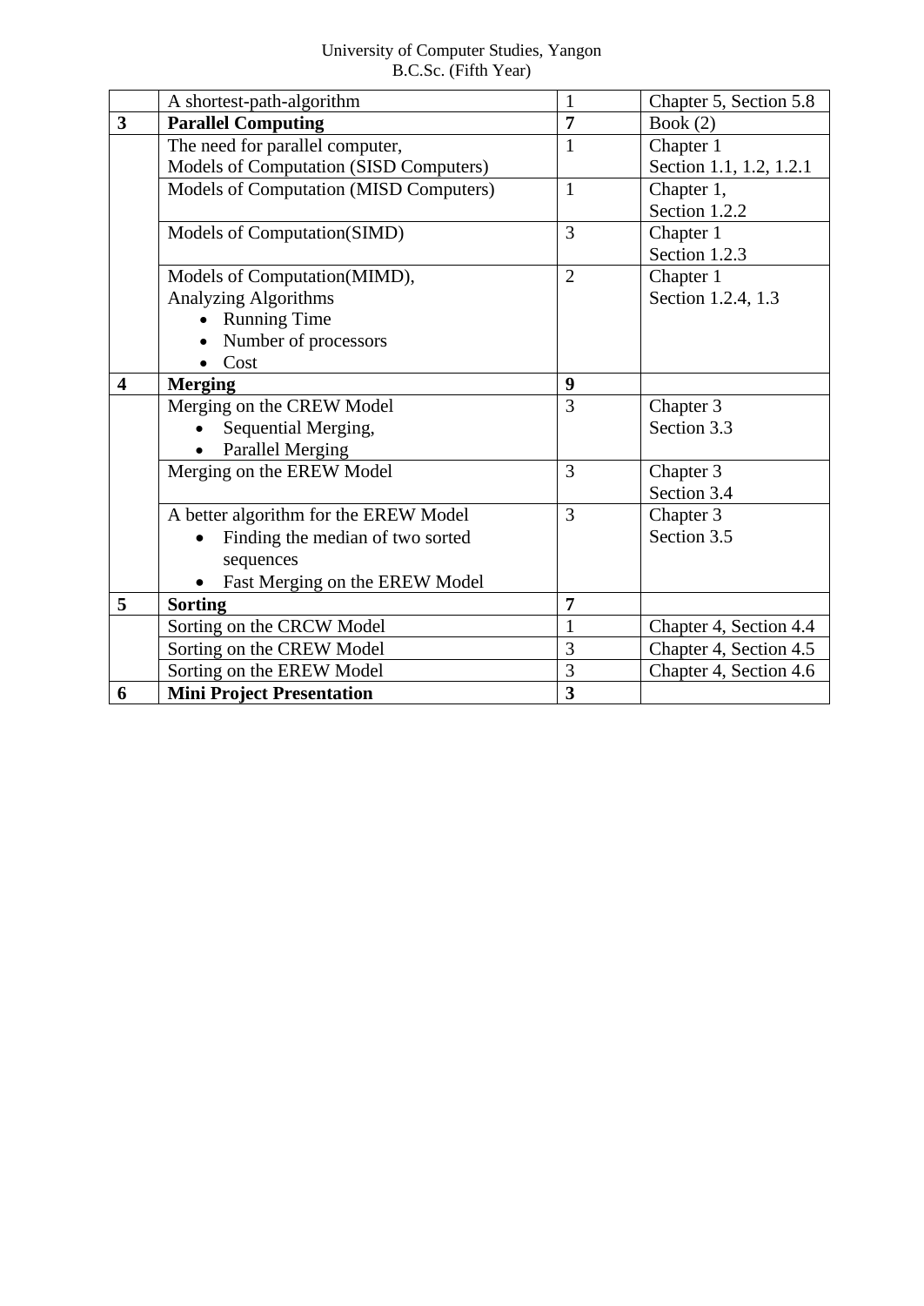| | | | |
|---|---|---|---|
| | A shortest-path-algorithm | 1 | Chapter 5, Section 5.8 |
| **3** | **Parallel Computing** | **7** | Book (2) |
| | The need for parallel computer,<br>Models of Computation (SISD Computers) | 1 | Chapter 1<br>Section 1.1, 1.2, 1.2.1 |
| | Models of Computation (MISD Computers) | 1 | Chapter 1,<br>Section 1.2.2 |
| | Models of Computation(SIMD) | 3 | Chapter 1<br>Section 1.2.3 |
| | Models of Computation(MIMD),<br>Analyzing Algorithms<br>• Running Time<br>• Number of processors<br>• Cost | 2 | Chapter 1<br>Section 1.2.4, 1.3 |
| **4** | **Merging** | **9** | |
| | Merging on the CREW Model<br>• Sequential Merging,<br>• Parallel Merging | 3 | Chapter 3<br>Section 3.3 |
| | Merging on the EREW Model | 3 | Chapter 3<br>Section 3.4 |
| | A better algorithm for the EREW Model<br>• Finding the median of two sorted sequences<br>• Fast Merging on the EREW Model | 3 | Chapter 3<br>Section 3.5 |
| **5** | **Sorting** | **7** | |
| | Sorting on the CRCW Model | 1 | Chapter 4, Section 4.4 |
| | Sorting on the CREW Model | 3 | Chapter 4, Section 4.5 |
| | Sorting on the EREW Model | 3 | Chapter 4, Section 4.6 |
| **6** | **Mini Project Presentation** | **3** | |